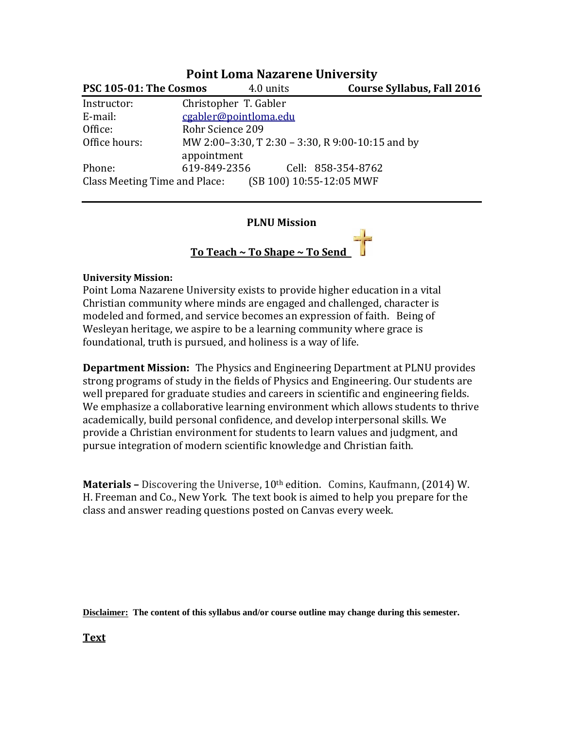# Point Loma Nazarene University

**PSC 105-01: The Cosmos** 4.0 units **Course Syllabus, Fall 2016**

| | |
|---|---|
| Instructor: | Christopher T. Gabler |
| E-mail: | cgabler@pointloma.edu |
| Office: | Rohr Science 209 |
| Office hours: | MW 2:00–3:30, T 2:30 – 3:30, R 9:00-10:15 and by appointment |
| Phone: | 619-849-2356 Cell: 858-354-8762 |
| Class Meeting Time and Place: | (SB 100) 10:55-12:05 MWF |

**PLNU Mission**

**To Teach ~ To Shape ~ To Send**

**University Mission:**
Point Loma Nazarene University exists to provide higher education in a vital Christian community where minds are engaged and challenged, character is modeled and formed, and service becomes an expression of faith. Being of Wesleyan heritage, we aspire to be a learning community where grace is foundational, truth is pursued, and holiness is a way of life.

**Department Mission:** The Physics and Engineering Department at PLNU provides strong programs of study in the fields of Physics and Engineering. Our students are well prepared for graduate studies and careers in scientific and engineering fields. We emphasize a collaborative learning environment which allows students to thrive academically, build personal confidence, and develop interpersonal skills. We provide a Christian environment for students to learn values and judgment, and pursue integration of modern scientific knowledge and Christian faith.

**Materials –** Discovering the Universe, 10th edition. Comins, Kaufmann, (2014) W. H. Freeman and Co., New York. The text book is aimed to help you prepare for the class and answer reading questions posted on Canvas every week.

**Disclaimer: The content of this syllabus and/or course outline may change during this semester.**

**Text**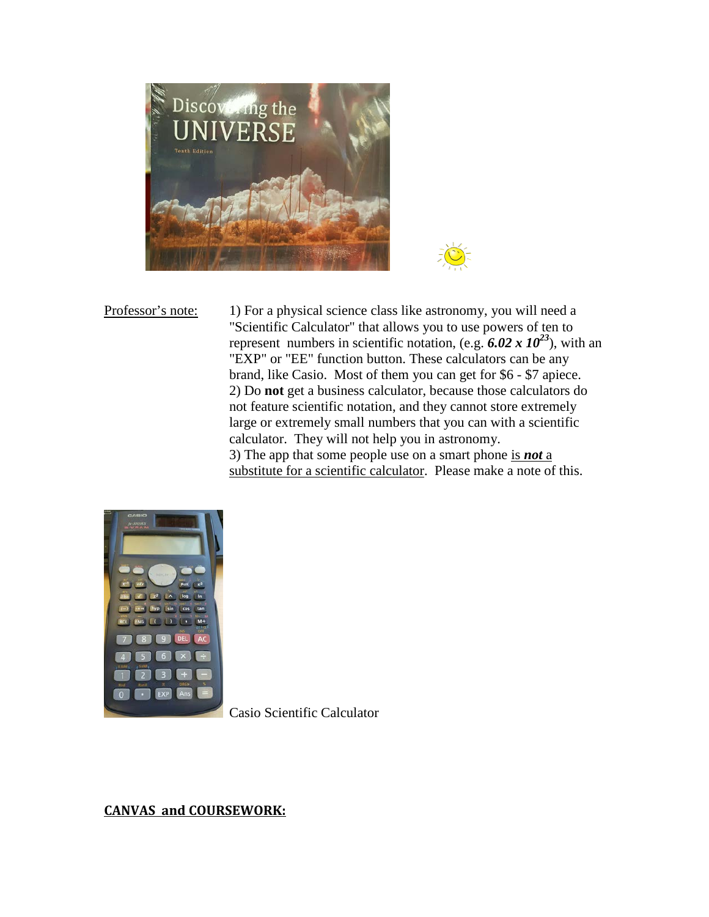Professor's note:

1) For a physical science class like astronomy, you will need a "Scientific Calculator" that allows you to use powers of ten to represent numbers in scientific notation, (e.g. ***$6.02 \times 10^{23}$***), with an "EXP" or "EE" function button. These calculators can be any brand, like Casio. Most of them you can get for $6 - $7 apiece.

2) Do **not** get a business calculator, because those calculators do not feature scientific notation, and they cannot store extremely large or extremely small numbers that you can with a scientific calculator. They will not help you in astronomy.

3) The app that some people use on a smart phone is ***not*** a substitute for a scientific calculator. Please make a note of this.

Casio Scientific Calculator

**CANVAS and COURSEWORK:**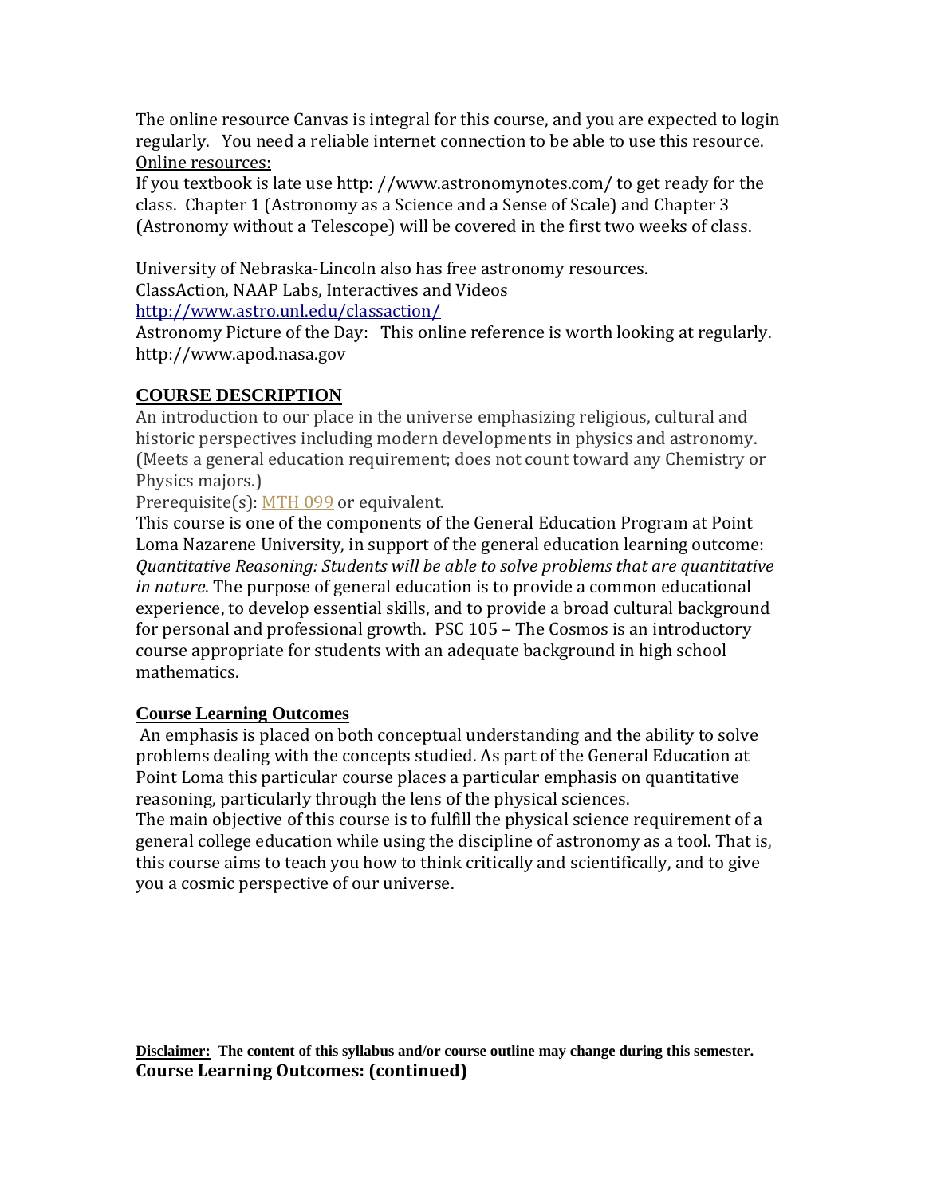The online resource Canvas is integral for this course, and you are expected to login regularly. You need a reliable internet connection to be able to use this resource.

Online resources:

If you textbook is late use http: //www.astronomynotes.com/ to get ready for the class. Chapter 1 (Astronomy as a Science and a Sense of Scale) and Chapter 3 (Astronomy without a Telescope) will be covered in the first two weeks of class.

University of Nebraska-Lincoln also has free astronomy resources.
ClassAction, NAAP Labs, Interactives and Videos
http://www.astro.unl.edu/classaction/
Astronomy Picture of the Day: This online reference is worth looking at regularly.
http://www.apod.nasa.gov

## COURSE DESCRIPTION

An introduction to our place in the universe emphasizing religious, cultural and historic perspectives including modern developments in physics and astronomy. (Meets a general education requirement; does not count toward any Chemistry or Physics majors.)

Prerequisite(s): MTH 099 or equivalent.

This course is one of the components of the General Education Program at Point Loma Nazarene University, in support of the general education learning outcome: *Quantitative Reasoning: Students will be able to solve problems that are quantitative in nature*. The purpose of general education is to provide a common educational experience, to develop essential skills, and to provide a broad cultural background for personal and professional growth. PSC 105 – The Cosmos is an introductory course appropriate for students with an adequate background in high school mathematics.

## Course Learning Outcomes

An emphasis is placed on both conceptual understanding and the ability to solve problems dealing with the concepts studied. As part of the General Education at Point Loma this particular course places a particular emphasis on quantitative reasoning, particularly through the lens of the physical sciences.

The main objective of this course is to fulfill the physical science requirement of a general college education while using the discipline of astronomy as a tool. That is, this course aims to teach you how to think critically and scientifically, and to give you a cosmic perspective of our universe.

**Disclaimer:** **The content of this syllabus and/or course outline may change during this semester.**

**Course Learning Outcomes: (continued)**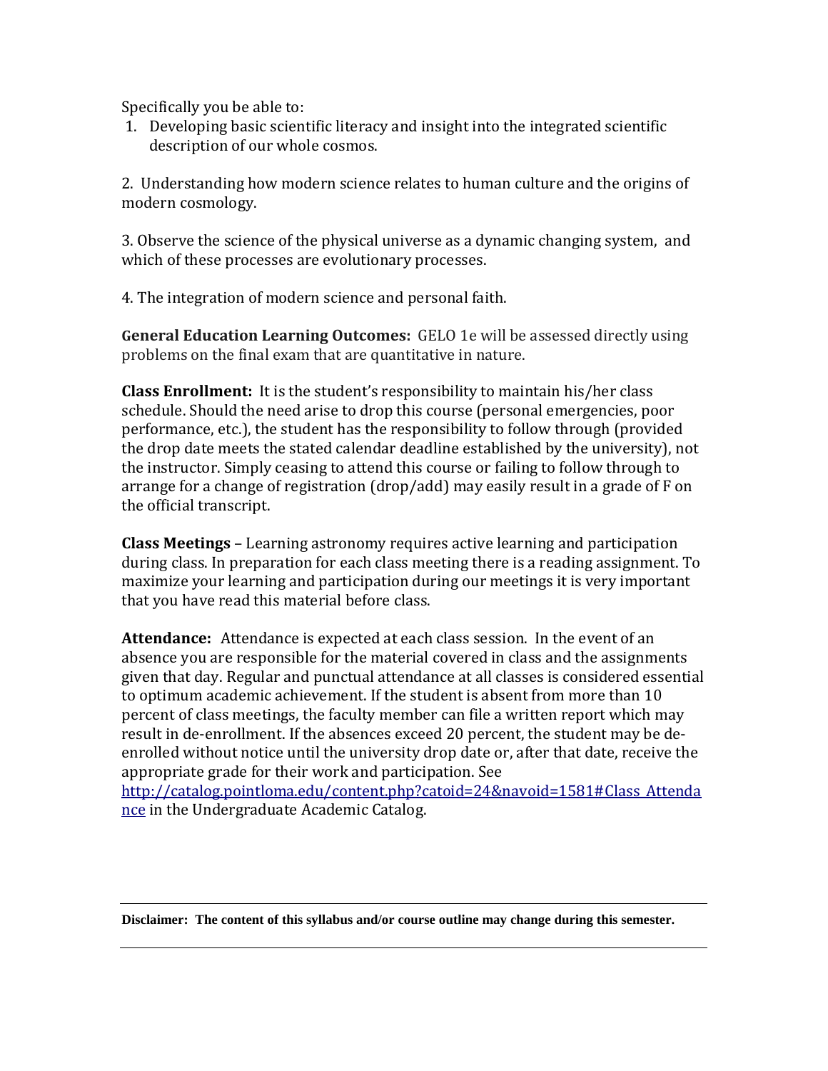Specifically you be able to:

1. Developing basic scientific literacy and insight into the integrated scientific description of our whole cosmos.

2. Understanding how modern science relates to human culture and the origins of modern cosmology.

3. Observe the science of the physical universe as a dynamic changing system, and which of these processes are evolutionary processes.

4. The integration of modern science and personal faith.

**General Education Learning Outcomes:** GELO 1e will be assessed directly using problems on the final exam that are quantitative in nature.

**Class Enrollment:** It is the student's responsibility to maintain his/her class schedule. Should the need arise to drop this course (personal emergencies, poor performance, etc.), the student has the responsibility to follow through (provided the drop date meets the stated calendar deadline established by the university), not the instructor. Simply ceasing to attend this course or failing to follow through to arrange for a change of registration (drop/add) may easily result in a grade of F on the official transcript.

**Class Meetings** – Learning astronomy requires active learning and participation during class. In preparation for each class meeting there is a reading assignment. To maximize your learning and participation during our meetings it is very important that you have read this material before class.

**Attendance:** Attendance is expected at each class session. In the event of an absence you are responsible for the material covered in class and the assignments given that day. Regular and punctual attendance at all classes is considered essential to optimum academic achievement. If the student is absent from more than 10 percent of class meetings, the faculty member can file a written report which may result in de-enrollment. If the absences exceed 20 percent, the student may be de-enrolled without notice until the university drop date or, after that date, receive the appropriate grade for their work and participation. See [http://catalog.pointloma.edu/content.php?catoid=24&navoid=1581#Class_Attendance](http://catalog.pointloma.edu/content.php?catoid=24&navoid=1581#Class_Attendance) in the Undergraduate Academic Catalog.

---

**Disclaimer: The content of this syllabus and/or course outline may change during this semester.**

---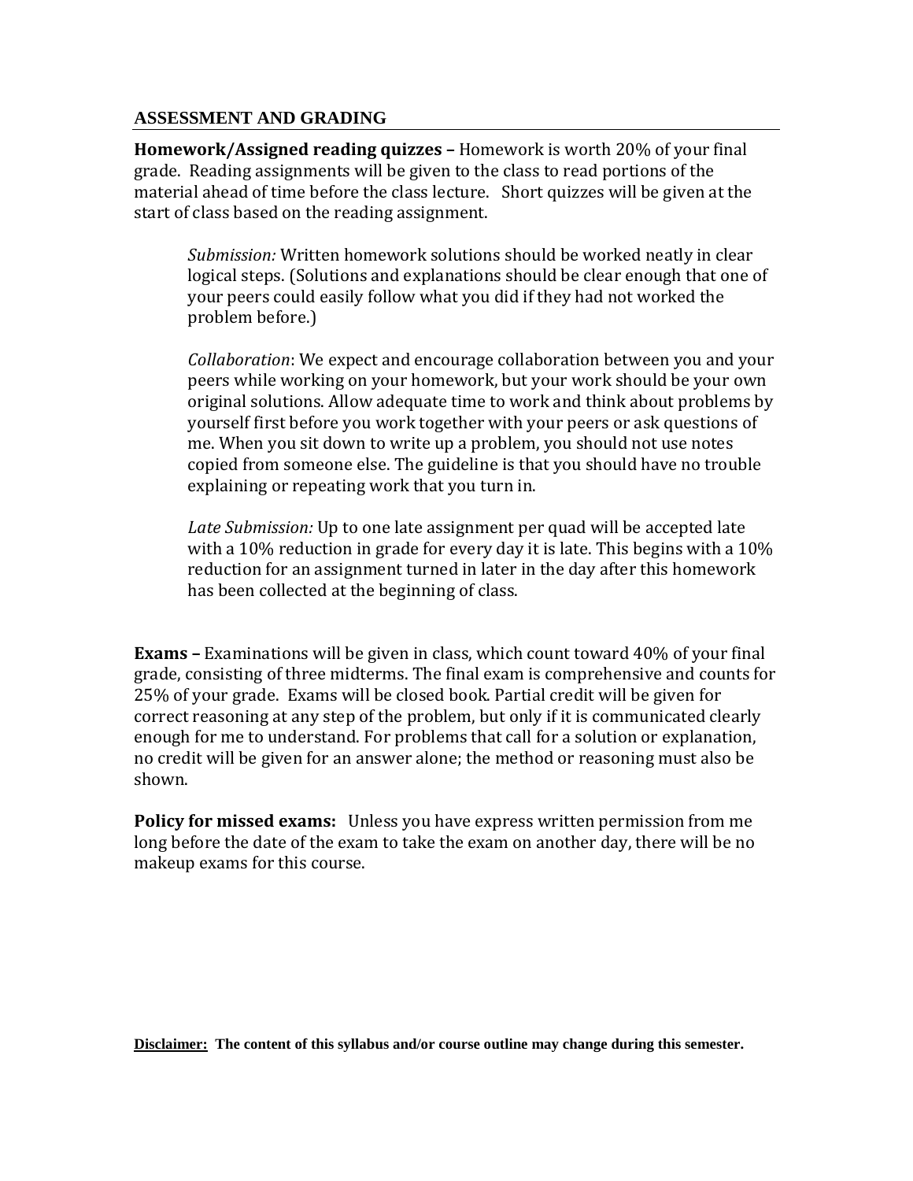## ASSESSMENT AND GRADING

**Homework/Assigned reading quizzes –** Homework is worth 20% of your final grade. Reading assignments will be given to the class to read portions of the material ahead of time before the class lecture. Short quizzes will be given at the start of class based on the reading assignment.

> *Submission:* Written homework solutions should be worked neatly in clear logical steps. (Solutions and explanations should be clear enough that one of your peers could easily follow what you did if they had not worked the problem before.)
>
> *Collaboration*: We expect and encourage collaboration between you and your peers while working on your homework, but your work should be your own original solutions. Allow adequate time to work and think about problems by yourself first before you work together with your peers or ask questions of me. When you sit down to write up a problem, you should not use notes copied from someone else. The guideline is that you should have no trouble explaining or repeating work that you turn in.
>
> *Late Submission:* Up to one late assignment per quad will be accepted late with a 10% reduction in grade for every day it is late. This begins with a 10% reduction for an assignment turned in later in the day after this homework has been collected at the beginning of class.

**Exams –** Examinations will be given in class, which count toward 40% of your final grade, consisting of three midterms. The final exam is comprehensive and counts for 25% of your grade. Exams will be closed book. Partial credit will be given for correct reasoning at any step of the problem, but only if it is communicated clearly enough for me to understand. For problems that call for a solution or explanation, no credit will be given for an answer alone; the method or reasoning must also be shown.

**Policy for missed exams:** Unless you have express written permission from me long before the date of the exam to take the exam on another day, there will be no makeup exams for this course.

**Disclaimer: The content of this syllabus and/or course outline may change during this semester.**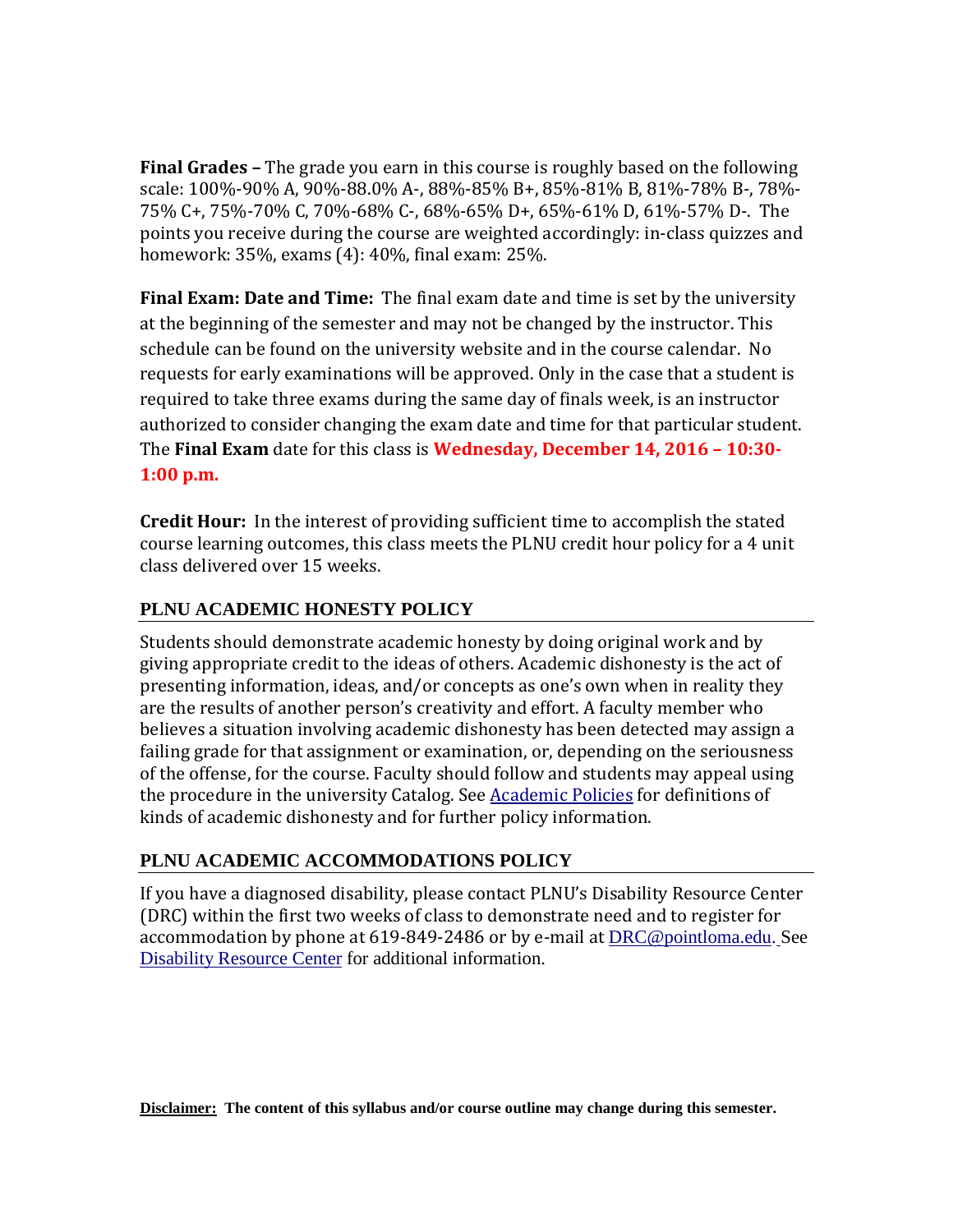**Final Grades –** The grade you earn in this course is roughly based on the following scale: 100%-90% A, 90%-88.0% A-, 88%-85% B+, 85%-81% B, 81%-78% B-, 78%-75% C+, 75%-70% C, 70%-68% C-, 68%-65% D+, 65%-61% D, 61%-57% D-. The points you receive during the course are weighted accordingly: in-class quizzes and homework: 35%, exams (4): 40%, final exam: 25%.

**Final Exam: Date and Time:** The final exam date and time is set by the university at the beginning of the semester and may not be changed by the instructor. This schedule can be found on the university website and in the course calendar. No requests for early examinations will be approved. Only in the case that a student is required to take three exams during the same day of finals week, is an instructor authorized to consider changing the exam date and time for that particular student. The **Final Exam** date for this class is **Wednesday, December 14, 2016 – 10:30-1:00 p.m.**

**Credit Hour:** In the interest of providing sufficient time to accomplish the stated course learning outcomes, this class meets the PLNU credit hour policy for a 4 unit class delivered over 15 weeks.

## PLNU ACADEMIC HONESTY POLICY

Students should demonstrate academic honesty by doing original work and by giving appropriate credit to the ideas of others. Academic dishonesty is the act of presenting information, ideas, and/or concepts as one's own when in reality they are the results of another person's creativity and effort. A faculty member who believes a situation involving academic dishonesty has been detected may assign a failing grade for that assignment or examination, or, depending on the seriousness of the offense, for the course. Faculty should follow and students may appeal using the procedure in the university Catalog. See Academic Policies for definitions of kinds of academic dishonesty and for further policy information.

## PLNU ACADEMIC ACCOMMODATIONS POLICY

If you have a diagnosed disability, please contact PLNU's Disability Resource Center (DRC) within the first two weeks of class to demonstrate need and to register for accommodation by phone at 619-849-2486 or by e-mail at DRC@pointloma.edu. See Disability Resource Center for additional information.

**Disclaimer: The content of this syllabus and/or course outline may change during this semester.**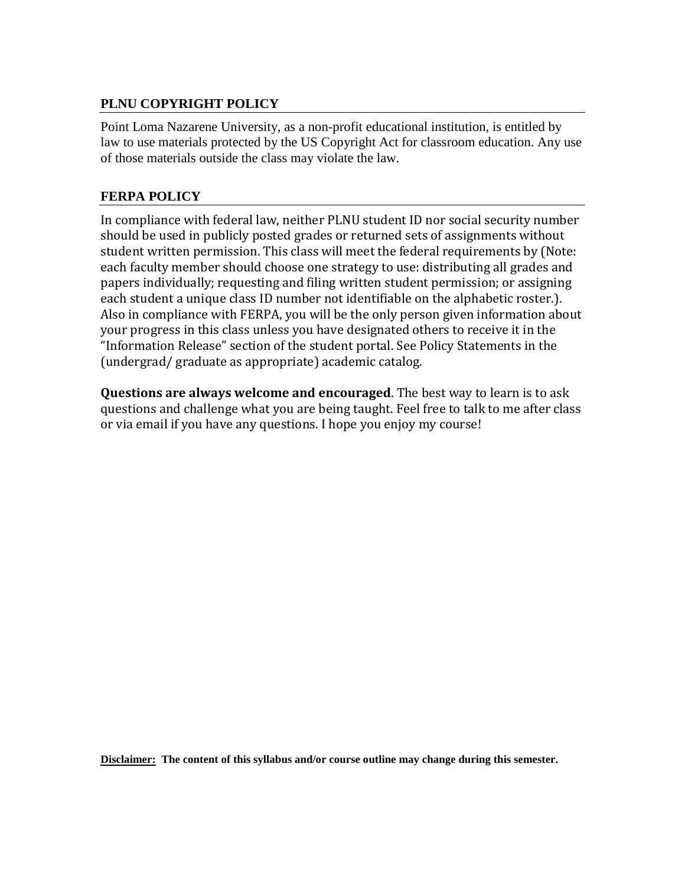## PLNU COPYRIGHT POLICY

Point Loma Nazarene University, as a non-profit educational institution, is entitled by law to use materials protected by the US Copyright Act for classroom education. Any use of those materials outside the class may violate the law.

## FERPA POLICY

In compliance with federal law, neither PLNU student ID nor social security number should be used in publicly posted grades or returned sets of assignments without student written permission. This class will meet the federal requirements by (Note: each faculty member should choose one strategy to use: distributing all grades and papers individually; requesting and filing written student permission; or assigning each student a unique class ID number not identifiable on the alphabetic roster.). Also in compliance with FERPA, you will be the only person given information about your progress in this class unless you have designated others to receive it in the "Information Release" section of the student portal. See Policy Statements in the (undergrad/ graduate as appropriate) academic catalog.

**Questions are always welcome and encouraged**. The best way to learn is to ask questions and challenge what you are being taught. Feel free to talk to me after class or via email if you have any questions. I hope you enjoy my course!

**Disclaimer:** **The content of this syllabus and/or course outline may change during this semester.**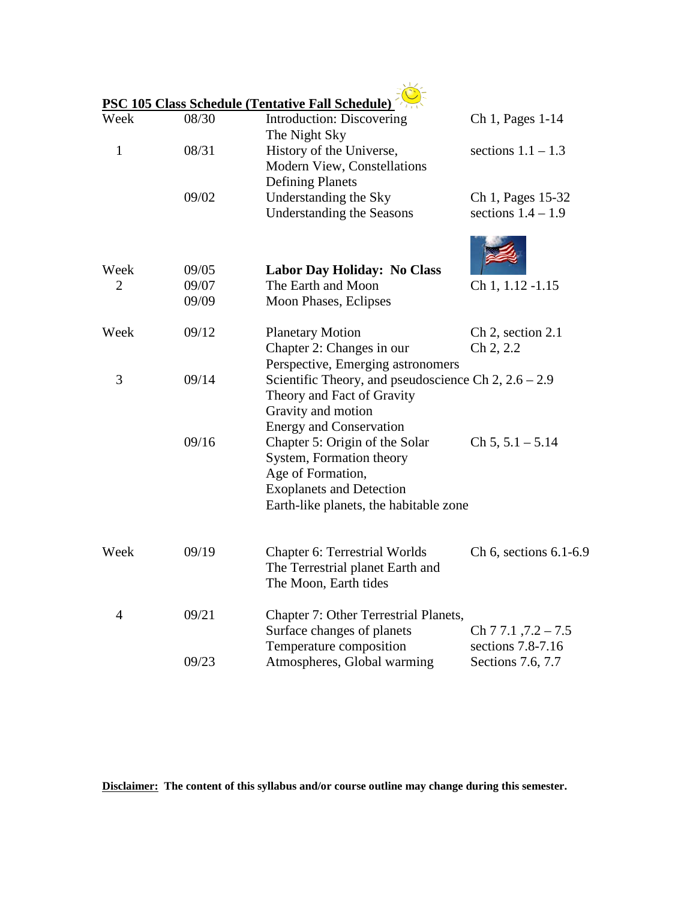**PSC 105 Class Schedule (Tentative Fall Schedule)**

| | | | |
|---|---|---|---|
| Week | 08/30 | Introduction: Discovering The Night Sky | Ch 1, Pages 1-14 |
| 1 | 08/31 | History of the Universe, Modern View, Constellations Defining Planets | sections 1.1 – 1.3 |
| | 09/02 | Understanding the Sky Understanding the Seasons | Ch 1, Pages 15-32 sections 1.4 – 1.9 |
| Week | 09/05 | **Labor Day Holiday: No Class** | |
| 2 | 09/07 | The Earth and Moon | Ch 1, 1.12 -1.15 |
| | 09/09 | Moon Phases, Eclipses | |
| Week | 09/12 | Planetary Motion | Ch 2, section 2.1 |
| | | Chapter 2: Changes in our Perspective, Emerging astronomers | Ch 2, 2.2 |
| 3 | 09/14 | Scientific Theory, and pseudoscience Theory and Fact of Gravity Gravity and motion Energy and Conservation | Ch 2, 2.6 – 2.9 |
| | 09/16 | Chapter 5: Origin of the Solar System, Formation theory Age of Formation, Exoplanets and Detection Earth-like planets, the habitable zone | Ch 5, 5.1 – 5.14 |
| Week | 09/19 | Chapter 6: Terrestrial Worlds The Terrestrial planet Earth and The Moon, Earth tides | Ch 6, sections 6.1-6.9 |
| 4 | 09/21 | Chapter 7: Other Terrestrial Planets, Surface changes of planets Temperature composition | Ch 7 7.1 ,7.2 – 7.5 sections 7.8-7.16 |
| | 09/23 | Atmospheres, Global warming | Sections 7.6, 7.7 |

**Disclaimer:** **The content of this syllabus and/or course outline may change during this semester.**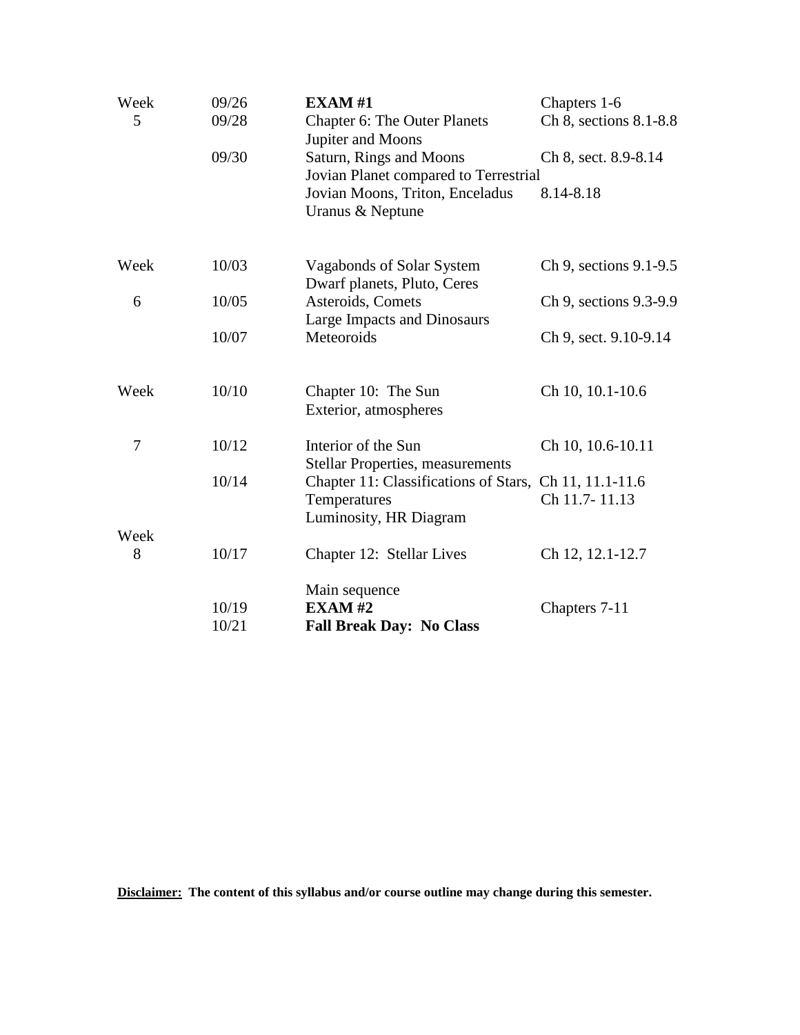| | | | |
|---|---|---|---|
| Week 5 | 09/26 | **EXAM #1** | Chapters 1-6 |
| | 09/28 | Chapter 6: The Outer Planets<br>Jupiter and Moons | Ch 8, sections 8.1-8.8 |
| | 09/30 | Saturn, Rings and Moons<br>Jovian Planet compared to Terrestrial | Ch 8, sect. 8.9-8.14 |
| | | Jovian Moons, Triton, Enceladus<br>Uranus & Neptune | 8.14-8.18 |
| Week 6 | 10/03 | Vagabonds of Solar System<br>Dwarf planets, Pluto, Ceres | Ch 9, sections 9.1-9.5 |
| | 10/05 | Asteroids, Comets<br>Large Impacts and Dinosaurs | Ch 9, sections 9.3-9.9 |
| | 10/07 | Meteoroids | Ch 9, sect. 9.10-9.14 |
| Week 7 | 10/10 | Chapter 10: The Sun<br>Exterior, atmospheres | Ch 10, 10.1-10.6 |
| | 10/12 | Interior of the Sun<br>Stellar Properties, measurements | Ch 10, 10.6-10.11 |
| | 10/14 | Chapter 11: Classifications of Stars,<br>Temperatures<br>Luminosity, HR Diagram | Ch 11, 11.1-11.6<br>Ch 11.7- 11.13 |
| Week 8 | 10/17 | Chapter 12: Stellar Lives<br><br>Main sequence | Ch 12, 12.1-12.7 |
| | 10/19 | **EXAM #2** | Chapters 7-11 |
| | 10/21 | **Fall Break Day: No Class** | |

**Disclaimer: The content of this syllabus and/or course outline may change during this semester.**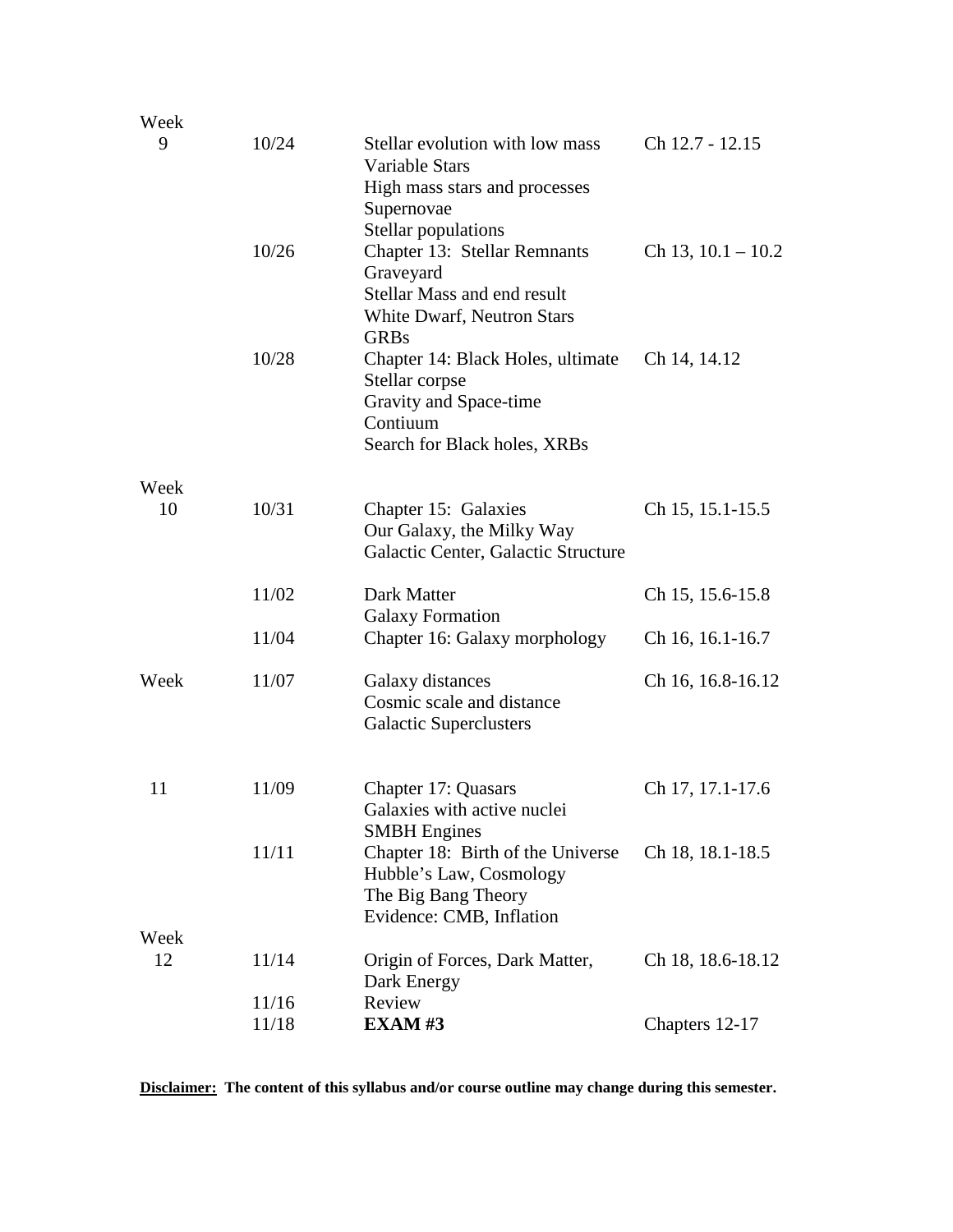| | | | |
|---|---|---|---|
| Week 9 | 10/24 | Stellar evolution with low mass<br>Variable Stars<br>High mass stars and processes<br>Supernovae<br>Stellar populations | Ch 12.7 - 12.15 |
| | 10/26 | Chapter 13: Stellar Remnants<br>Graveyard<br>Stellar Mass and end result<br>White Dwarf, Neutron Stars<br>GRBs | Ch 13, 10.1 – 10.2 |
| | 10/28 | Chapter 14: Black Holes, ultimate<br>Stellar corpse<br>Gravity and Space-time<br>Contiuum<br>Search for Black holes, XRBs | Ch 14, 14.12 |
| Week 10 | 10/31 | Chapter 15: Galaxies<br>Our Galaxy, the Milky Way<br>Galactic Center, Galactic Structure | Ch 15, 15.1-15.5 |
| | 11/02 | Dark Matter<br>Galaxy Formation | Ch 15, 15.6-15.8 |
| | 11/04 | Chapter 16: Galaxy morphology | Ch 16, 16.1-16.7 |
| Week | 11/07 | Galaxy distances<br>Cosmic scale and distance<br>Galactic Superclusters | Ch 16, 16.8-16.12 |
| 11 | 11/09 | Chapter 17: Quasars<br>Galaxies with active nuclei<br>SMBH Engines | Ch 17, 17.1-17.6 |
| | 11/11 | Chapter 18: Birth of the Universe<br>Hubble's Law, Cosmology<br>The Big Bang Theory<br>Evidence: CMB, Inflation | Ch 18, 18.1-18.5 |
| Week 12 | 11/14 | Origin of Forces, Dark Matter,<br>Dark Energy | Ch 18, 18.6-18.12 |
| | 11/16 | Review | |
| | 11/18 | **EXAM #3** | Chapters 12-17 |

**Disclaimer:** **The content of this syllabus and/or course outline may change during this semester.**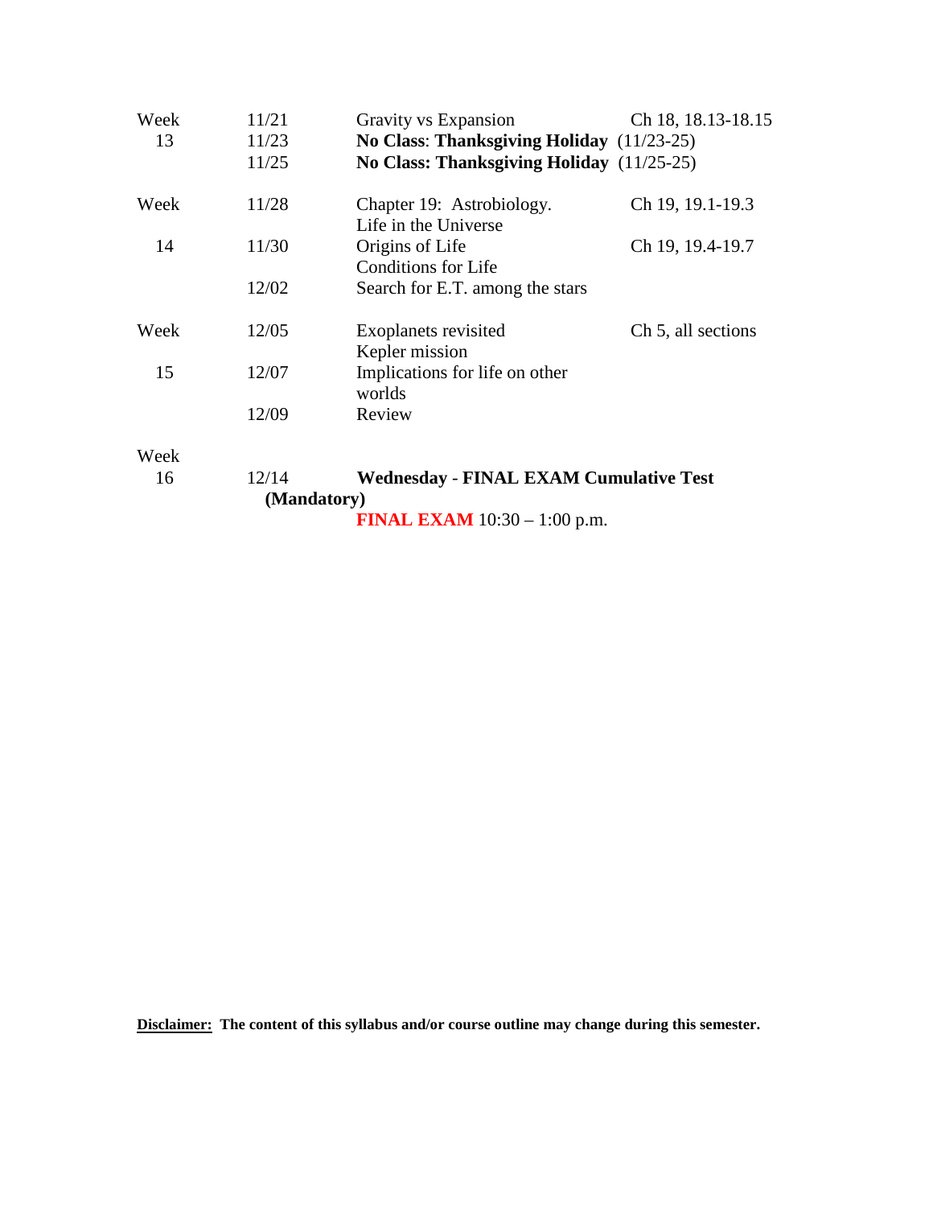| | | | |
|---|---|---|---|
| Week 13 | 11/21 | Gravity vs Expansion | Ch 18, 18.13-18.15 |
| | 11/23 | **No Class**: **Thanksgiving Holiday** (11/23-25) | |
| | 11/25 | **No Class: Thanksgiving Holiday** (11/25-25) | |
| Week 14 | 11/28 | Chapter 19: Astrobiology. Life in the Universe | Ch 19, 19.1-19.3 |
| | 11/30 | Origins of Life Conditions for Life | Ch 19, 19.4-19.7 |
| | 12/02 | Search for E.T. among the stars | |
| Week 15 | 12/05 | Exoplanets revisited Kepler mission | Ch 5, all sections |
| | 12/07 | Implications for life on other worlds | |
| | 12/09 | Review | |
| Week 16 | 12/14 **(Mandatory)** | **Wednesday - FINAL EXAM Cumulative Test** **FINAL EXAM** 10:30 – 1:00 p.m. | |

**Disclaimer:** **The content of this syllabus and/or course outline may change during this semester.**